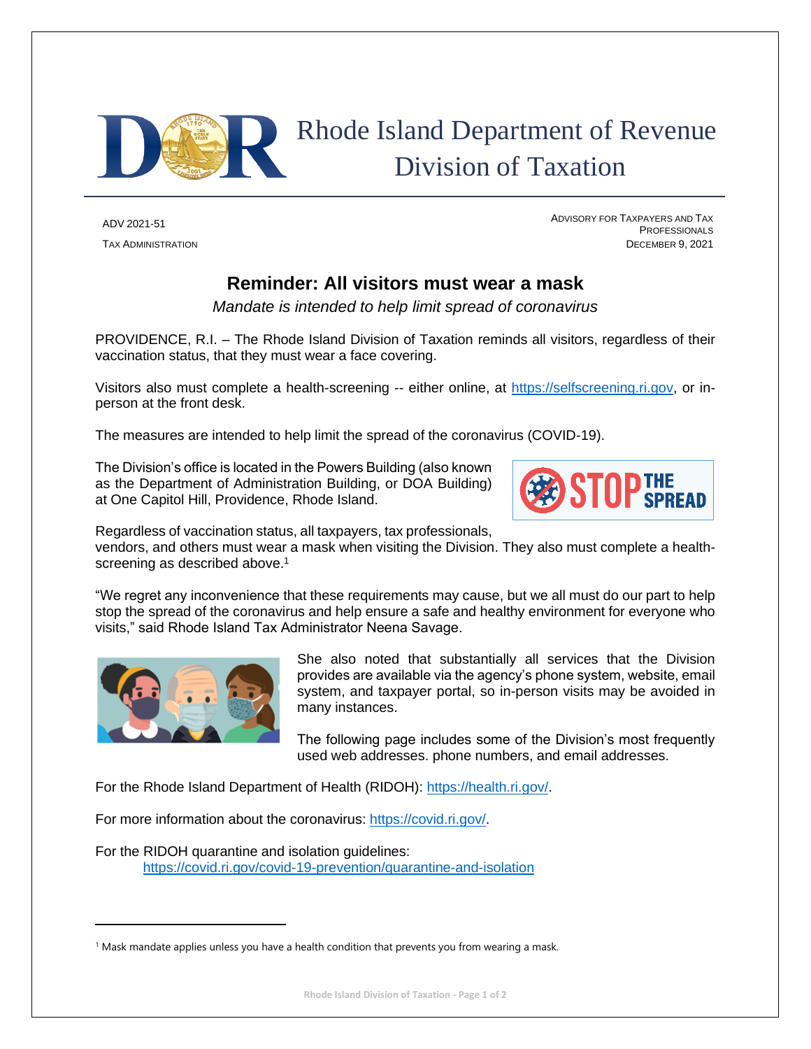# Rhode Island Department of Revenue Division of Taxation

ADV 2021-51
TAX ADMINISTRATION

ADVISORY FOR TAXPAYERS AND TAX PROFESSIONALS
DECEMBER 9, 2021

## Reminder: All visitors must wear a mask

*Mandate is intended to help limit spread of coronavirus*

PROVIDENCE, R.I. – The Rhode Island Division of Taxation reminds all visitors, regardless of their vaccination status, that they must wear a face covering.

Visitors also must complete a health-screening -- either online, at https://selfscreening.ri.gov, or in-person at the front desk.

The measures are intended to help limit the spread of the coronavirus (COVID-19).

The Division's office is located in the Powers Building (also known as the Department of Administration Building, or DOA Building) at One Capitol Hill, Providence, Rhode Island.

Regardless of vaccination status, all taxpayers, tax professionals, vendors, and others must wear a mask when visiting the Division. They also must complete a health-screening as described above.[1]

"We regret any inconvenience that these requirements may cause, but we all must do our part to help stop the spread of the coronavirus and help ensure a safe and healthy environment for everyone who visits," said Rhode Island Tax Administrator Neena Savage.

She also noted that substantially all services that the Division provides are available via the agency's phone system, website, email system, and taxpayer portal, so in-person visits may be avoided in many instances.

The following page includes some of the Division's most frequently used web addresses. phone numbers, and email addresses.

For the Rhode Island Department of Health (RIDOH): https://health.ri.gov/.

For more information about the coronavirus: https://covid.ri.gov/.

For the RIDOH quarantine and isolation guidelines:
https://covid.ri.gov/covid-19-prevention/quarantine-and-isolation

---

[1] Mask mandate applies unless you have a health condition that prevents you from wearing a mask.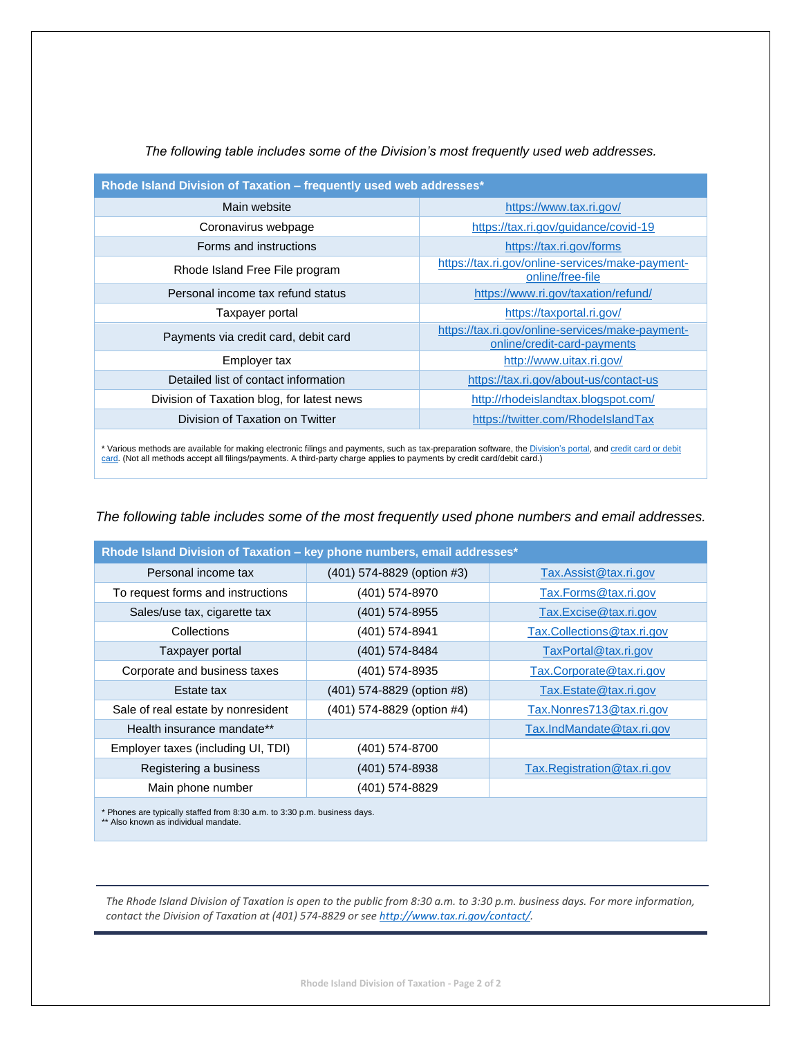*The following table includes some of the Division's most frequently used web addresses.*

| Rhode Island Division of Taxation – frequently used web addresses* | |
|---|---|
| Main website | https://www.tax.ri.gov/ |
| Coronavirus webpage | https://tax.ri.gov/guidance/covid-19 |
| Forms and instructions | https://tax.ri.gov/forms |
| Rhode Island Free File program | https://tax.ri.gov/online-services/make-payment-online/free-file |
| Personal income tax refund status | https://www.ri.gov/taxation/refund/ |
| Taxpayer portal | https://taxportal.ri.gov/ |
| Payments via credit card, debit card | https://tax.ri.gov/online-services/make-payment-online/credit-card-payments |
| Employer tax | http://www.uitax.ri.gov/ |
| Detailed list of contact information | https://tax.ri.gov/about-us/contact-us |
| Division of Taxation blog, for latest news | http://rhodeislandtax.blogspot.com/ |
| Division of Taxation on Twitter | https://twitter.com/RhodeIslandTax |

* Various methods are available for making electronic filings and payments, such as tax-preparation software, the Division's portal, and credit card or debit card. (Not all methods accept all filings/payments. A third-party charge applies to payments by credit card/debit card.)

*The following table includes some of the most frequently used phone numbers and email addresses.*

| Rhode Island Division of Taxation – key phone numbers, email addresses* | | |
|---|---|---|
| Personal income tax | (401) 574-8829 (option #3) | Tax.Assist@tax.ri.gov |
| To request forms and instructions | (401) 574-8970 | Tax.Forms@tax.ri.gov |
| Sales/use tax, cigarette tax | (401) 574-8955 | Tax.Excise@tax.ri.gov |
| Collections | (401) 574-8941 | Tax.Collections@tax.ri.gov |
| Taxpayer portal | (401) 574-8484 | TaxPortal@tax.ri.gov |
| Corporate and business taxes | (401) 574-8935 | Tax.Corporate@tax.ri.gov |
| Estate tax | (401) 574-8829 (option #8) | Tax.Estate@tax.ri.gov |
| Sale of real estate by nonresident | (401) 574-8829 (option #4) | Tax.Nonres713@tax.ri.gov |
| Health insurance mandate** | | Tax.IndMandate@tax.ri.gov |
| Employer taxes (including UI, TDI) | (401) 574-8700 | |
| Registering a business | (401) 574-8938 | Tax.Registration@tax.ri.gov |
| Main phone number | (401) 574-8829 | |

* Phones are typically staffed from 8:30 a.m. to 3:30 p.m. business days.
** Also known as individual mandate.

*The Rhode Island Division of Taxation is open to the public from 8:30 a.m. to 3:30 p.m. business days. For more information, contact the Division of Taxation at (401) 574-8829 or see http://www.tax.ri.gov/contact/.*